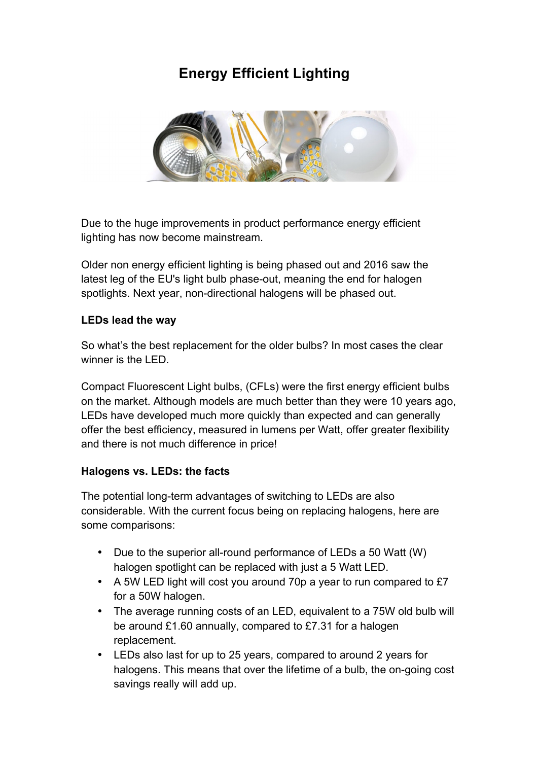# Energy Efficient Lighting

Due to the huge improvements in product performance energy efficient lighting has now become mainstream.

Older non energy efficient lighting is being phased out and 2016 saw the latest leg of the EU's light bulb phase-out, meaning the end for halogen spotlights. Next year, non-directional halogens will be phased out.

**LEDs lead the way**

So what's the best replacement for the older bulbs? In most cases the clear winner is the LED.

Compact Fluorescent Light bulbs, (CFLs) were the first energy efficient bulbs on the market. Although models are much better than they were 10 years ago, LEDs have developed much more quickly than expected and can generally offer the best efficiency, measured in lumens per Watt, offer greater flexibility and there is not much difference in price!

**Halogens vs. LEDs: the facts**

The potential long-term advantages of switching to LEDs are also considerable. With the current focus being on replacing halogens, here are some comparisons:

- Due to the superior all-round performance of LEDs a 50 Watt (W) halogen spotlight can be replaced with just a 5 Watt LED.
- A 5W LED light will cost you around 70p a year to run compared to £7 for a 50W halogen.
- The average running costs of an LED, equivalent to a 75W old bulb will be around £1.60 annually, compared to £7.31 for a halogen replacement.
- LEDs also last for up to 25 years, compared to around 2 years for halogens. This means that over the lifetime of a bulb, the on-going cost savings really will add up.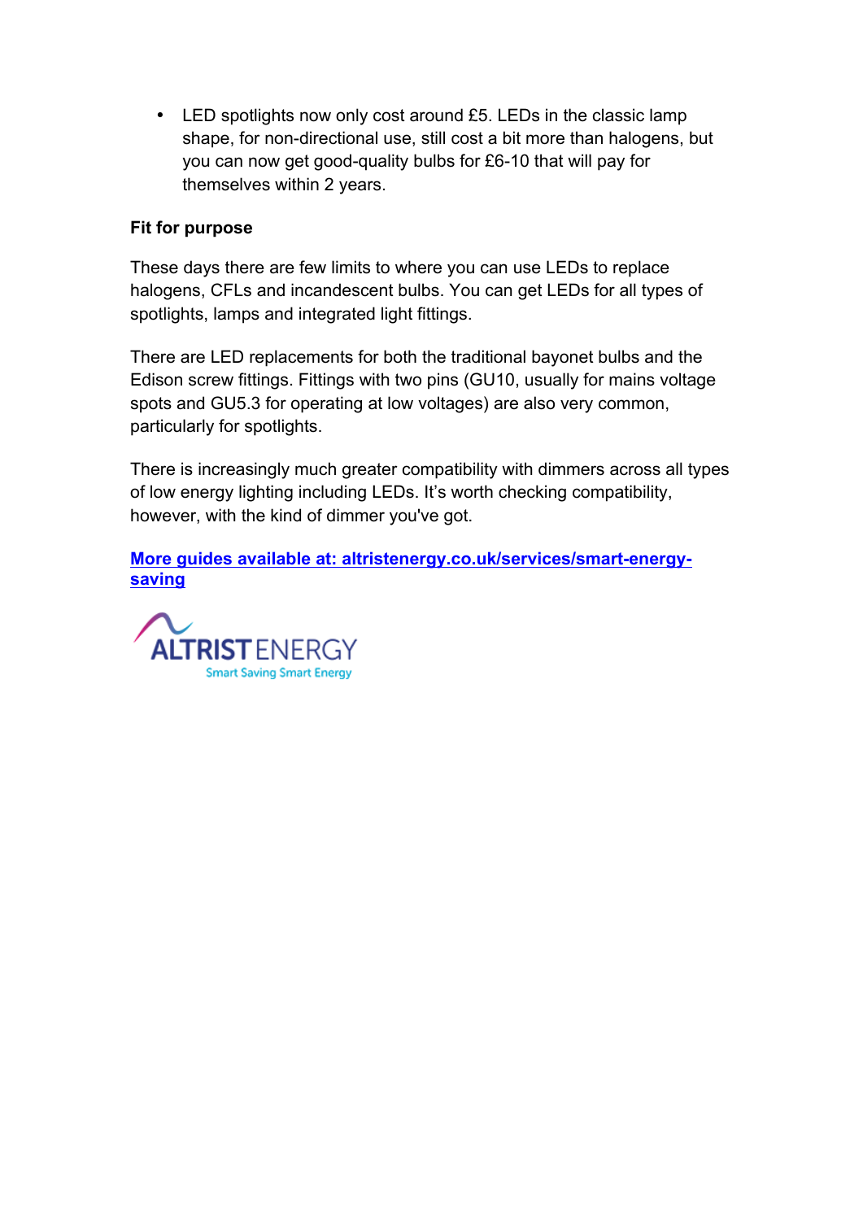- LED spotlights now only cost around £5. LEDs in the classic lamp shape, for non-directional use, still cost a bit more than halogens, but you can now get good-quality bulbs for £6-10 that will pay for themselves within 2 years.

**Fit for purpose**

These days there are few limits to where you can use LEDs to replace halogens, CFLs and incandescent bulbs. You can get LEDs for all types of spotlights, lamps and integrated light fittings.

There are LED replacements for both the traditional bayonet bulbs and the Edison screw fittings. Fittings with two pins (GU10, usually for mains voltage spots and GU5.3 for operating at low voltages) are also very common, particularly for spotlights.

There is increasingly much greater compatibility with dimmers across all types of low energy lighting including LEDs. It's worth checking compatibility, however, with the kind of dimmer you've got.

**More guides available at: altristenergy.co.uk/services/smart-energy-saving**

ALTRIST ENERGY
Smart Saving Smart Energy